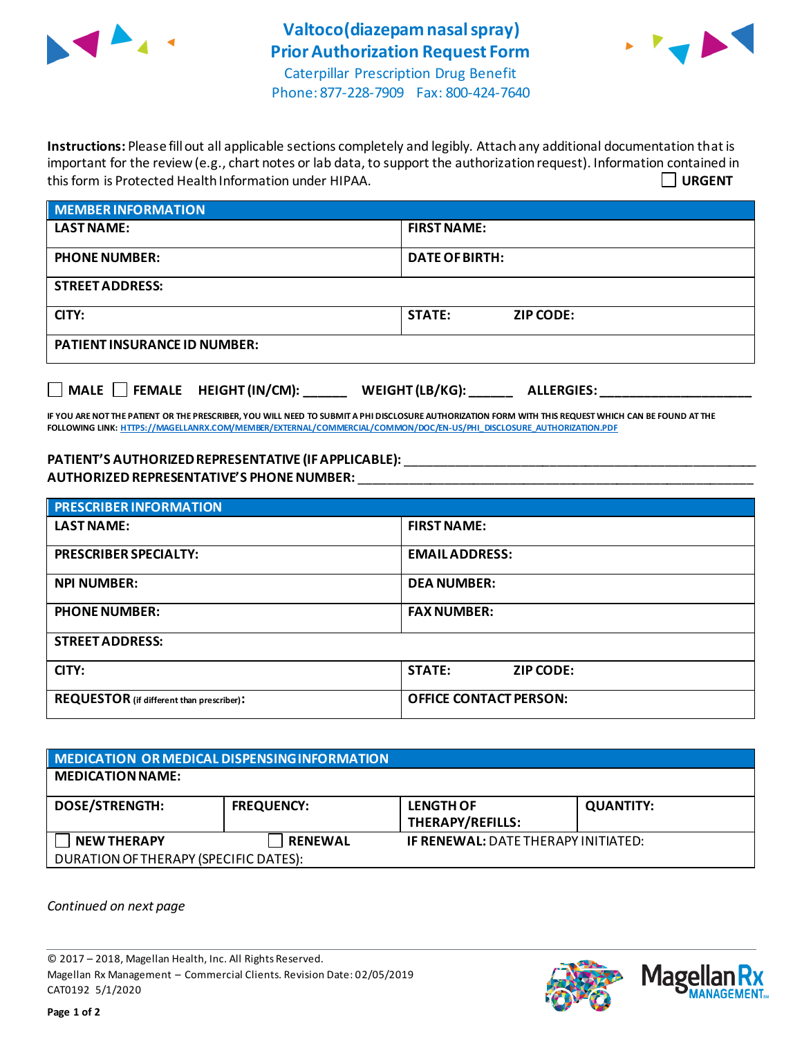# Valtoco (diazepam nasal spray) Prior Authorization Request Form

Caterpillar Prescription Drug Benefit
Phone: 877-228-7909 Fax: 800-424-7640

**Instructions:** Please fill out all applicable sections completely and legibly. Attach any additional documentation that is important for the review (e.g., chart notes or lab data, to support the authorization request). Information contained in this form is Protected Health Information under HIPAA.

☐ **URGENT**

| MEMBER INFORMATION | |
|---|---|
| **LAST NAME:** | **FIRST NAME:** |
| **PHONE NUMBER:** | **DATE OF BIRTH:** |
| **STREET ADDRESS:** | |
| **CITY:** | **STATE:** **ZIP CODE:** |
| **PATIENT INSURANCE ID NUMBER:** | |

☐ **MALE** ☐ **FEMALE** **HEIGHT (IN/CM):** ______ **WEIGHT (LB/KG):** ______ **ALLERGIES:** ____________________

**IF YOU ARE NOT THE PATIENT OR THE PRESCRIBER, YOU WILL NEED TO SUBMIT A PHI DISCLOSURE AUTHORIZATION FORM WITH THIS REQUEST WHICH CAN BE FOUND AT THE FOLLOWING LINK:** HTTPS://MAGELLANRX.COM/MEMBER/EXTERNAL/COMMERCIAL/COMMON/DOC/EN-US/PHI_DISCLOSURE_AUTHORIZATION.PDF

**PATIENT'S AUTHORIZED REPRESENTATIVE (IF APPLICABLE):** ____________________________________________

**AUTHORIZED REPRESENTATIVE'S PHONE NUMBER:** ____________________________________________

| PRESCRIBER INFORMATION | |
|---|---|
| **LAST NAME:** | **FIRST NAME:** |
| **PRESCRIBER SPECIALTY:** | **EMAIL ADDRESS:** |
| **NPI NUMBER:** | **DEA NUMBER:** |
| **PHONE NUMBER:** | **FAX NUMBER:** |
| **STREET ADDRESS:** | |
| **CITY:** | **STATE:** **ZIP CODE:** |
| **REQUESTOR** (if different than prescriber)**:** | **OFFICE CONTACT PERSON:** |

| MEDICATION OR MEDICAL DISPENSING INFORMATION | | | |
|---|---|---|---|
| **MEDICATION NAME:** | | | |
| **DOSE/STRENGTH:** | **FREQUENCY:** | **LENGTH OF THERAPY/REFILLS:** | **QUANTITY:** |
| ☐ **NEW THERAPY** | ☐ **RENEWAL** | **IF RENEWAL:** DATE THERAPY INITIATED: | |
| DURATION OF THERAPY (SPECIFIC DATES): | | | |

*Continued on next page*

© 2017 – 2018, Magellan Health, Inc. All Rights Reserved.
Magellan Rx Management – Commercial Clients. Revision Date: 02/05/2019
CAT0192 5/1/2020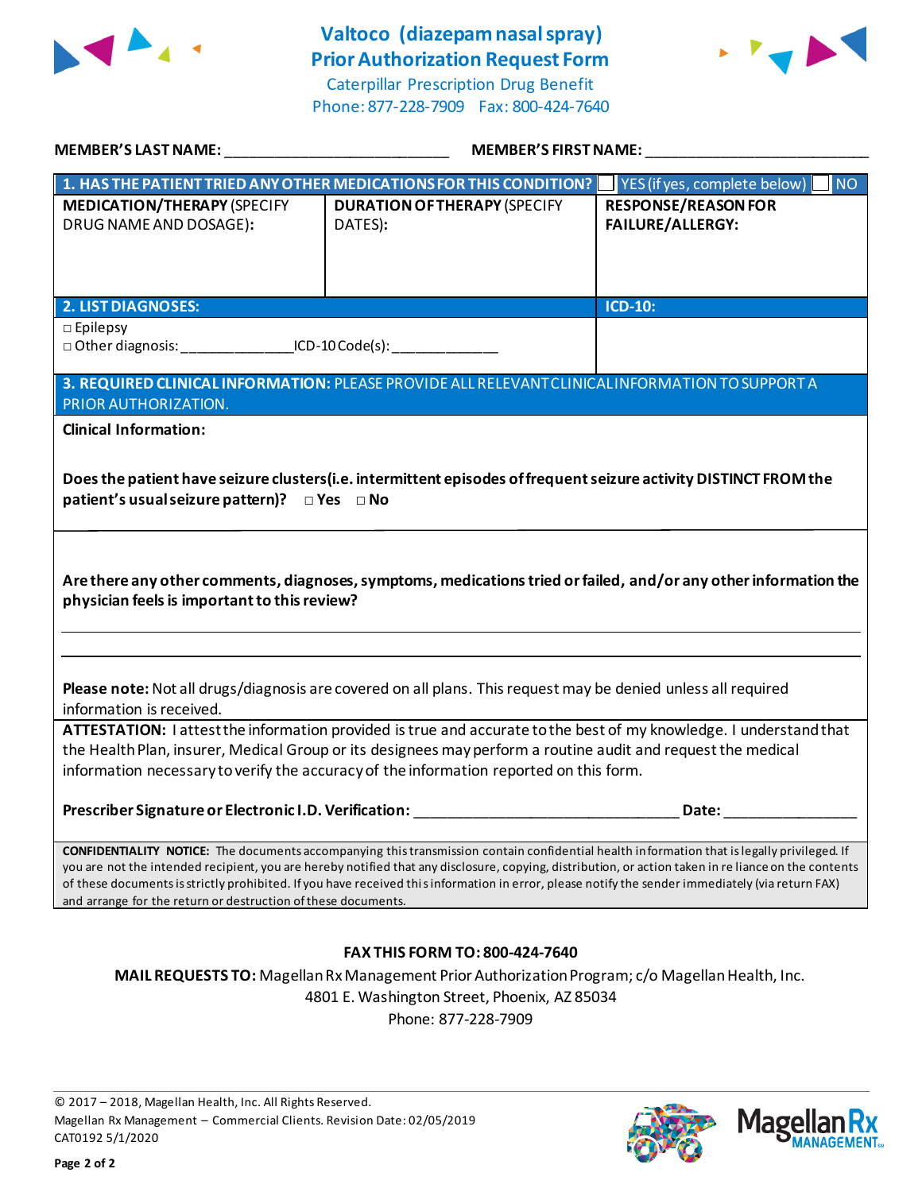# Valtoco (diazepam nasal spray)
# Prior Authorization Request Form

Caterpillar Prescription Drug Benefit
Phone: 877-228-7909 Fax: 800-424-7640

**MEMBER'S LAST NAME:** ___________________________ **MEMBER'S FIRST NAME:** ___________________________

| **1. HAS THE PATIENT TRIED ANY OTHER MEDICATIONS FOR THIS CONDITION?** | | ☐ YES (if yes, complete below) ☐ NO |
|---|---|---|
| **MEDICATION/THERAPY** (SPECIFY DRUG NAME AND DOSAGE): | **DURATION OF THERAPY** (SPECIFY DATES): | **RESPONSE/REASON FOR FAILURE/ALLERGY:** |

| **2. LIST DIAGNOSES:** | **ICD-10:** |
|---|---|
| ☐ Epilepsy<br>☐ Other diagnosis: ______________ICD-10 Code(s): _____________ | |

**3. REQUIRED CLINICAL INFORMATION:** PLEASE PROVIDE ALL RELEVANT CLINICAL INFORMATION TO SUPPORT A PRIOR AUTHORIZATION.

**Clinical Information:**

**Does the patient have seizure clusters (i.e. intermittent episodes of frequent seizure activity DISTINCT FROM the patient's usual seizure pattern)?** ☐ **Yes** ☐ **No**

**Are there any other comments, diagnoses, symptoms, medications tried or failed, and/or any other information the physician feels is important to this review?**

_______________________________________________________________________________

_______________________________________________________________________________

**Please note:** Not all drugs/diagnosis are covered on all plans. This request may be denied unless all required information is received.

**ATTESTATION:** I attest the information provided is true and accurate to the best of my knowledge. I understand that the Health Plan, insurer, Medical Group or its designees may perform a routine audit and request the medical information necessary to verify the accuracy of the information reported on this form.

**Prescriber Signature or Electronic I.D. Verification:** ________________________________ **Date:** ________________

**CONFIDENTIALITY NOTICE:** The documents accompanying this transmission contain confidential health information that is legally privileged. If you are not the intended recipient, you are hereby notified that any disclosure, copying, distribution, or action taken in reliance on the contents of these documents is strictly prohibited. If you have received this information in error, please notify the sender immediately (via return FAX) and arrange for the return or destruction of these documents.

**FAX THIS FORM TO: 800-424-7640**

**MAIL REQUESTS TO:** Magellan Rx Management Prior Authorization Program; c/o Magellan Health, Inc.
4801 E. Washington Street, Phoenix, AZ 85034
Phone: 877-228-7909

© 2017 – 2018, Magellan Health, Inc. All Rights Reserved.
Magellan Rx Management – Commercial Clients. Revision Date: 02/05/2019
CAT0192 5/1/2020